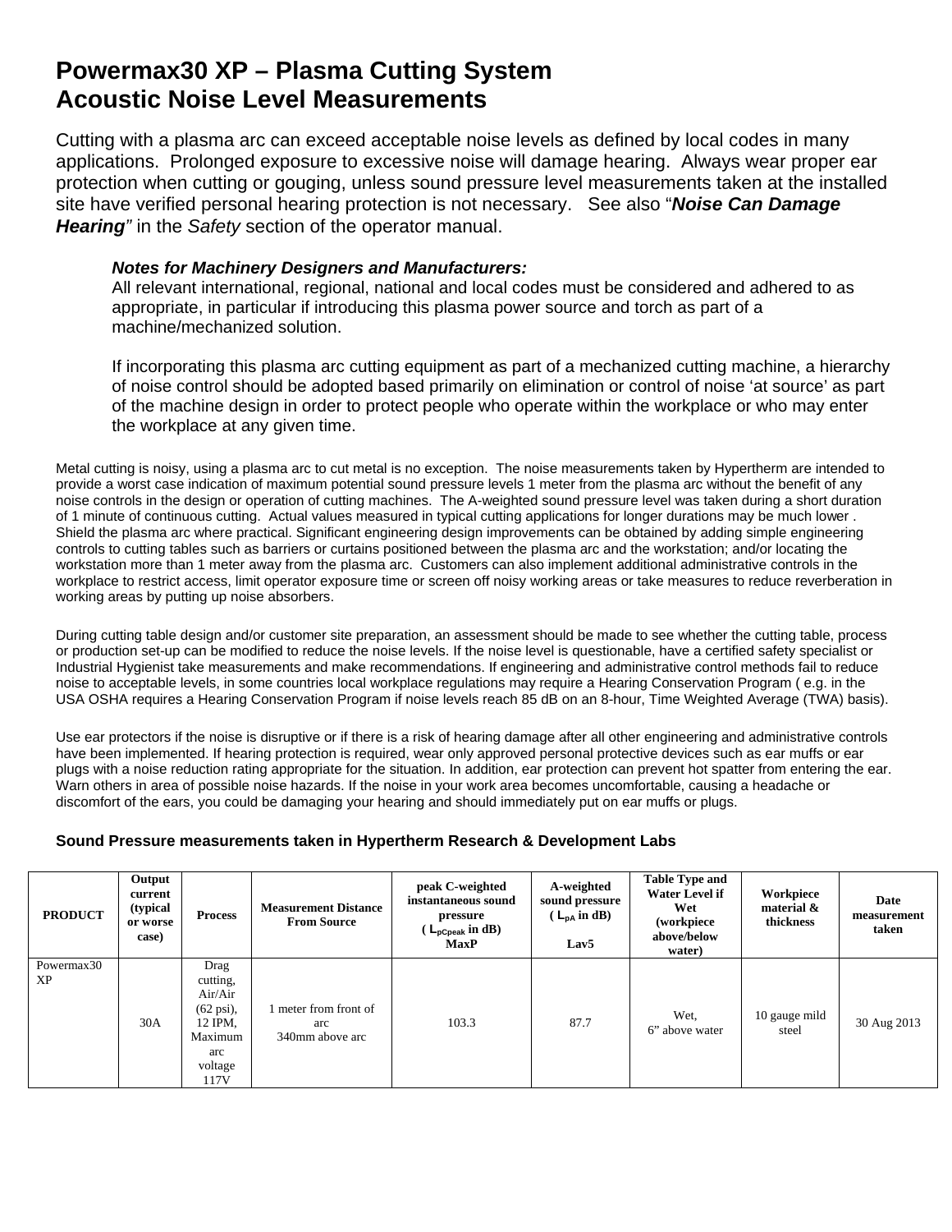# Powermax30 XP – Plasma Cutting System
# Acoustic Noise Level Measurements

Cutting with a plasma arc can exceed acceptable noise levels as defined by local codes in many applications. Prolonged exposure to excessive noise will damage hearing. Always wear proper ear protection when cutting or gouging, unless sound pressure level measurements taken at the installed site have verified personal hearing protection is not necessary. See also "***Noise Can Damage Hearing***" in the *Safety* section of the operator manual.

> ***Notes for Machinery Designers and Manufacturers:***
> All relevant international, regional, national and local codes must be considered and adhered to as appropriate, in particular if introducing this plasma power source and torch as part of a machine/mechanized solution.
>
> If incorporating this plasma arc cutting equipment as part of a mechanized cutting machine, a hierarchy of noise control should be adopted based primarily on elimination or control of noise 'at source' as part of the machine design in order to protect people who operate within the workplace or who may enter the workplace at any given time.

Metal cutting is noisy, using a plasma arc to cut metal is no exception. The noise measurements taken by Hypertherm are intended to provide a worst case indication of maximum potential sound pressure levels 1 meter from the plasma arc without the benefit of any noise controls in the design or operation of cutting machines. The A-weighted sound pressure level was taken during a short duration of 1 minute of continuous cutting. Actual values measured in typical cutting applications for longer durations may be much lower . Shield the plasma arc where practical. Significant engineering design improvements can be obtained by adding simple engineering controls to cutting tables such as barriers or curtains positioned between the plasma arc and the workstation; and/or locating the workstation more than 1 meter away from the plasma arc. Customers can also implement additional administrative controls in the workplace to restrict access, limit operator exposure time or screen off noisy working areas or take measures to reduce reverberation in working areas by putting up noise absorbers.

During cutting table design and/or customer site preparation, an assessment should be made to see whether the cutting table, process or production set-up can be modified to reduce the noise levels. If the noise level is questionable, have a certified safety specialist or Industrial Hygienist take measurements and make recommendations. If engineering and administrative control methods fail to reduce noise to acceptable levels, in some countries local workplace regulations may require a Hearing Conservation Program ( e.g. in the USA OSHA requires a Hearing Conservation Program if noise levels reach 85 dB on an 8-hour, Time Weighted Average (TWA) basis).

Use ear protectors if the noise is disruptive or if there is a risk of hearing damage after all other engineering and administrative controls have been implemented. If hearing protection is required, wear only approved personal protective devices such as ear muffs or ear plugs with a noise reduction rating appropriate for the situation. In addition, ear protection can prevent hot spatter from entering the ear. Warn others in area of possible noise hazards. If the noise in your work area becomes uncomfortable, causing a headache or discomfort of the ears, you could be damaging your hearing and should immediately put on ear muffs or plugs.

**Sound Pressure measurements taken in Hypertherm Research & Development Labs**

| PRODUCT | Output current (typical or worse case) | Process | Measurement Distance From Source | peak C-weighted instantaneous sound pressure ( $L_{pCpeak}$ in dB) MaxP | A-weighted sound pressure ( $L_{pA}$ in dB) Lav5 | Table Type and Water Level if Wet (workpiece above/below water) | Workpiece material & thickness | Date measurement taken |
|---|---|---|---|---|---|---|---|---|
| Powermax30 XP | 30A | Drag cutting, Air/Air (62 psi), 12 IPM, Maximum arc voltage 117V | 1 meter from front of arc 340mm above arc | 103.3 | 87.7 | Wet, 6" above water | 10 gauge mild steel | 30 Aug 2013 |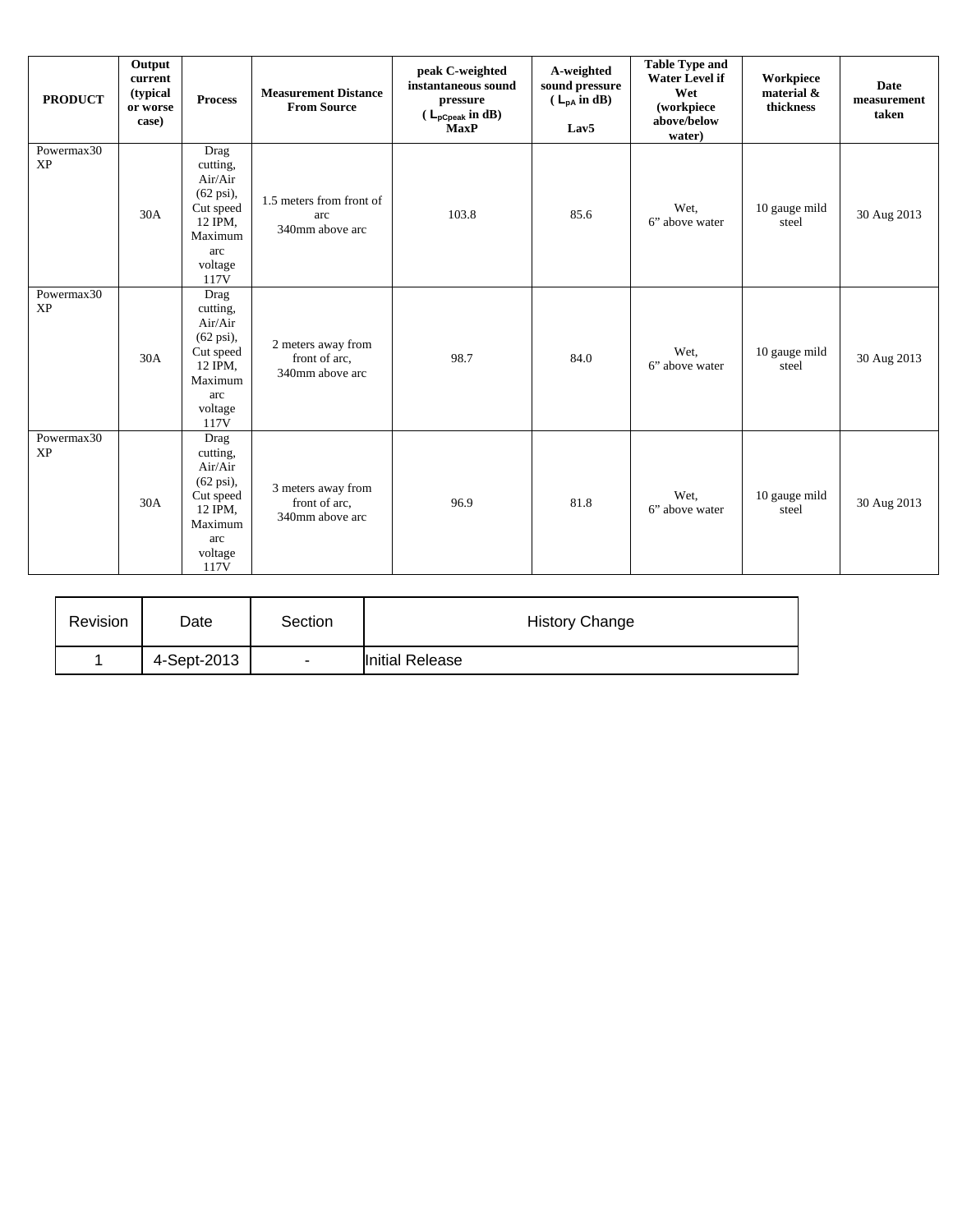| PRODUCT | Output current (typical or worse case) | Process | Measurement Distance From Source | peak C-weighted instantaneous sound pressure ( $L_{pCpeak}$ in dB) MaxP | A-weighted sound pressure ( $L_{pA}$ in dB) Lav5 | Table Type and Water Level if Wet (workpiece above/below water) | Workpiece material & thickness | Date measurement taken |
|---|---|---|---|---|---|---|---|---|
| Powermax30 XP | 30A | Drag cutting, Air/Air (62 psi), Cut speed 12 IPM, Maximum arc voltage 117V | 1.5 meters from front of arc 340mm above arc | 103.8 | 85.6 | Wet, 6” above water | 10 gauge mild steel | 30 Aug 2013 |
| Powermax30 XP | 30A | Drag cutting, Air/Air (62 psi), Cut speed 12 IPM, Maximum arc voltage 117V | 2 meters away from front of arc, 340mm above arc | 98.7 | 84.0 | Wet, 6” above water | 10 gauge mild steel | 30 Aug 2013 |
| Powermax30 XP | 30A | Drag cutting, Air/Air (62 psi), Cut speed 12 IPM, Maximum arc voltage 117V | 3 meters away from front of arc, 340mm above arc | 96.9 | 81.8 | Wet, 6” above water | 10 gauge mild steel | 30 Aug 2013 |

| Revision | Date | Section | History Change |
|---|---|---|---|
| 1 | 4-Sept-2013 | - | Initial Release |